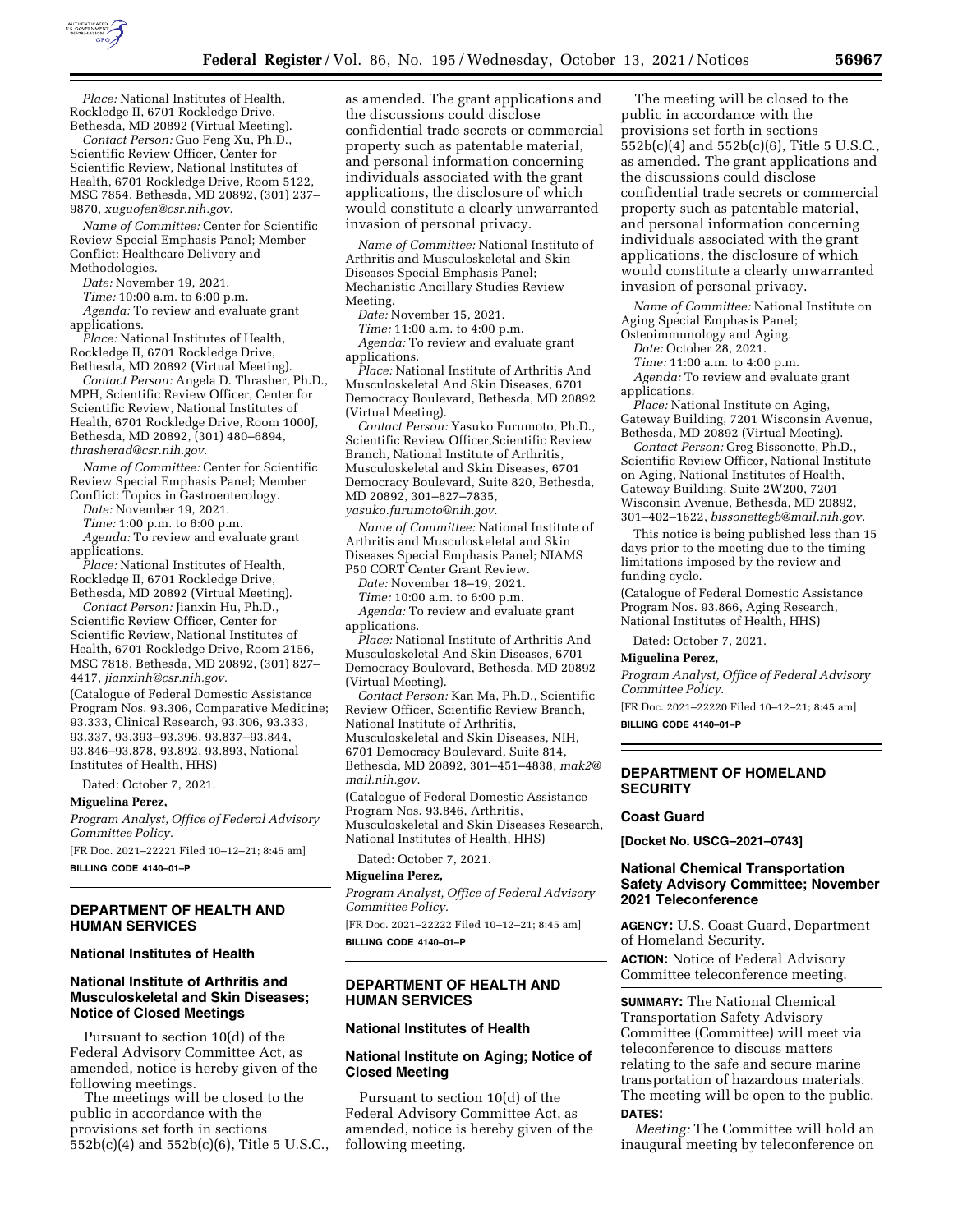*Place:* National Institutes of Health, Rockledge II, 6701 Rockledge Drive, Bethesda, MD 20892 (Virtual Meeting).

*Contact Person:* Guo Feng Xu, Ph.D., Scientific Review Officer, Center for Scientific Review, National Institutes of Health, 6701 Rockledge Drive, Room 5122, MSC 7854, Bethesda, MD 20892, (301) 237–9870, *xuguofen@csr.nih.gov.*

*Name of Committee:* Center for Scientific Review Special Emphasis Panel; Member Conflict: Healthcare Delivery and Methodologies.

*Date:* November 19, 2021.

*Time:* 10:00 a.m. to 6:00 p.m.

*Agenda:* To review and evaluate grant applications.

*Place:* National Institutes of Health, Rockledge II, 6701 Rockledge Drive, Bethesda, MD 20892 (Virtual Meeting).

*Contact Person:* Angela D. Thrasher, Ph.D., MPH, Scientific Review Officer, Center for Scientific Review, National Institutes of Health, 6701 Rockledge Drive, Room 1000J, Bethesda, MD 20892, (301) 480–6894, *thrasherad@csr.nih.gov.*

*Name of Committee:* Center for Scientific Review Special Emphasis Panel; Member Conflict: Topics in Gastroenterology.

*Date:* November 19, 2021.

*Time:* 1:00 p.m. to 6:00 p.m.

*Agenda:* To review and evaluate grant applications.

*Place:* National Institutes of Health, Rockledge II, 6701 Rockledge Drive, Bethesda, MD 20892 (Virtual Meeting).

*Contact Person:* Jianxin Hu, Ph.D., Scientific Review Officer, Center for Scientific Review, National Institutes of Health, 6701 Rockledge Drive, Room 2156, MSC 7818, Bethesda, MD 20892, (301) 827–4417, *jianxinh@csr.nih.gov.*

(Catalogue of Federal Domestic Assistance Program Nos. 93.306, Comparative Medicine; 93.333, Clinical Research, 93.306, 93.333, 93.337, 93.393–93.396, 93.837–93.844, 93.846–93.878, 93.892, 93.893, National Institutes of Health, HHS)

Dated: October 7, 2021.

**Miguelina Perez,**

*Program Analyst, Office of Federal Advisory Committee Policy.*

[FR Doc. 2021–22221 Filed 10–12–21; 8:45 am]

**BILLING CODE 4140–01–P**

## DEPARTMENT OF HEALTH AND HUMAN SERVICES

### National Institutes of Health

### National Institute of Arthritis and Musculoskeletal and Skin Diseases; Notice of Closed Meetings

Pursuant to section 10(d) of the Federal Advisory Committee Act, as amended, notice is hereby given of the following meetings.

The meetings will be closed to the public in accordance with the provisions set forth in sections 552b(c)(4) and 552b(c)(6), Title 5 U.S.C., as amended. The grant applications and the discussions could disclose confidential trade secrets or commercial property such as patentable material, and personal information concerning individuals associated with the grant applications, the disclosure of which would constitute a clearly unwarranted invasion of personal privacy.

*Name of Committee:* National Institute of Arthritis and Musculoskeletal and Skin Diseases Special Emphasis Panel; Mechanistic Ancillary Studies Review Meeting.

*Date:* November 15, 2021.

*Time:* 11:00 a.m. to 4:00 p.m.

*Agenda:* To review and evaluate grant applications.

*Place:* National Institute of Arthritis And Musculoskeletal And Skin Diseases, 6701 Democracy Boulevard, Bethesda, MD 20892 (Virtual Meeting).

*Contact Person:* Yasuko Furumoto, Ph.D., Scientific Review Officer,Scientific Review Branch, National Institute of Arthritis, Musculoskeletal and Skin Diseases, 6701 Democracy Boulevard, Suite 820, Bethesda, MD 20892, 301–827–7835, *yasuko.furumoto@nih.gov.*

*Name of Committee:* National Institute of Arthritis and Musculoskeletal and Skin Diseases Special Emphasis Panel; NIAMS P50 CORT Center Grant Review.

*Date:* November 18–19, 2021.

*Time:* 10:00 a.m. to 6:00 p.m.

*Agenda:* To review and evaluate grant applications.

*Place:* National Institute of Arthritis And Musculoskeletal And Skin Diseases, 6701 Democracy Boulevard, Bethesda, MD 20892 (Virtual Meeting).

*Contact Person:* Kan Ma, Ph.D., Scientific Review Officer, Scientific Review Branch, National Institute of Arthritis, Musculoskeletal and Skin Diseases, NIH, 6701 Democracy Boulevard, Suite 814, Bethesda, MD 20892, 301–451–4838, *mak2@mail.nih.gov.*

(Catalogue of Federal Domestic Assistance Program Nos. 93.846, Arthritis, Musculoskeletal and Skin Diseases Research, National Institutes of Health, HHS)

Dated: October 7, 2021.

**Miguelina Perez,**

*Program Analyst, Office of Federal Advisory Committee Policy.*

[FR Doc. 2021–22222 Filed 10–12–21; 8:45 am]

**BILLING CODE 4140–01–P**

## DEPARTMENT OF HEALTH AND HUMAN SERVICES

### National Institutes of Health

### National Institute on Aging; Notice of Closed Meeting

Pursuant to section 10(d) of the Federal Advisory Committee Act, as amended, notice is hereby given of the following meeting.

The meeting will be closed to the public in accordance with the provisions set forth in sections 552b(c)(4) and 552b(c)(6), Title 5 U.S.C., as amended. The grant applications and the discussions could disclose confidential trade secrets or commercial property such as patentable material, and personal information concerning individuals associated with the grant applications, the disclosure of which would constitute a clearly unwarranted invasion of personal privacy.

*Name of Committee:* National Institute on Aging Special Emphasis Panel; Osteoimmunology and Aging.

*Date:* October 28, 2021.

*Time:* 11:00 a.m. to 4:00 p.m.

*Agenda:* To review and evaluate grant applications.

*Place:* National Institute on Aging, Gateway Building, 7201 Wisconsin Avenue, Bethesda, MD 20892 (Virtual Meeting).

*Contact Person:* Greg Bissonette, Ph.D., Scientific Review Officer, National Institute on Aging, National Institutes of Health, Gateway Building, Suite 2W200, 7201 Wisconsin Avenue, Bethesda, MD 20892, 301–402–1622, *bissonettegb@mail.nih.gov.*

This notice is being published less than 15 days prior to the meeting due to the timing limitations imposed by the review and funding cycle.

(Catalogue of Federal Domestic Assistance Program Nos. 93.866, Aging Research, National Institutes of Health, HHS)

Dated: October 7, 2021.

**Miguelina Perez,**

*Program Analyst, Office of Federal Advisory Committee Policy.*

[FR Doc. 2021–22220 Filed 10–12–21; 8:45 am]

**BILLING CODE 4140–01–P**

## DEPARTMENT OF HOMELAND SECURITY

### Coast Guard

**[Docket No. USCG–2021–0743]**

### National Chemical Transportation Safety Advisory Committee; November 2021 Teleconference

**AGENCY:** U.S. Coast Guard, Department of Homeland Security.

**ACTION:** Notice of Federal Advisory Committee teleconference meeting.

**SUMMARY:** The National Chemical Transportation Safety Advisory Committee (Committee) will meet via teleconference to discuss matters relating to the safe and secure marine transportation of hazardous materials. The meeting will be open to the public.

**DATES:**

*Meeting:* The Committee will hold an inaugural meeting by teleconference on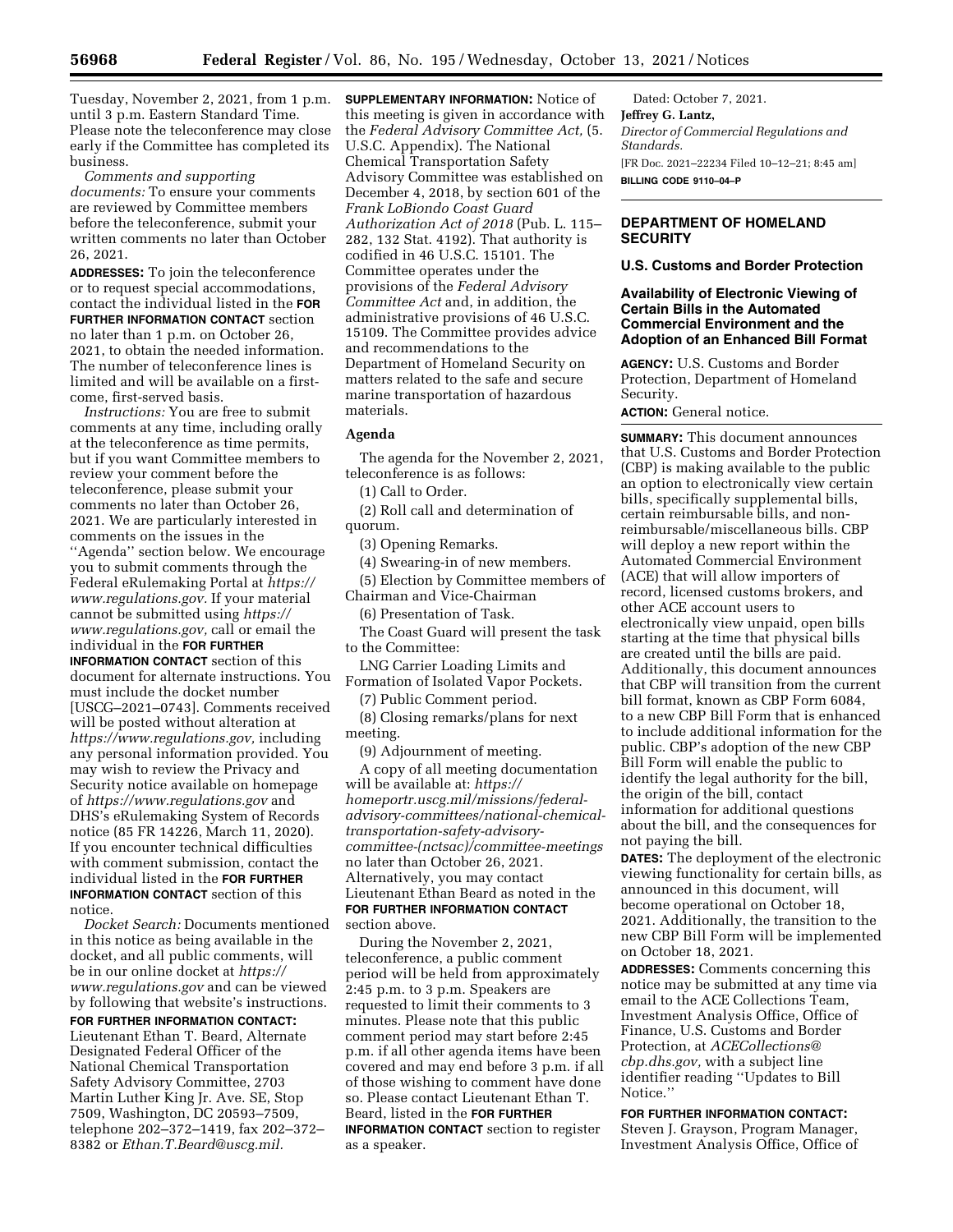Tuesday, November 2, 2021, from 1 p.m. until 3 p.m. Eastern Standard Time. Please note the teleconference may close early if the Committee has completed its business.

*Comments and supporting documents:* To ensure your comments are reviewed by Committee members before the teleconference, submit your written comments no later than October 26, 2021.

**ADDRESSES:** To join the teleconference or to request special accommodations, contact the individual listed in the **FOR FURTHER INFORMATION CONTACT** section no later than 1 p.m. on October 26, 2021, to obtain the needed information. The number of teleconference lines is limited and will be available on a first-come, first-served basis.

*Instructions:* You are free to submit comments at any time, including orally at the teleconference as time permits, but if you want Committee members to review your comment before the teleconference, please submit your comments no later than October 26, 2021. We are particularly interested in comments on the issues in the ''Agenda'' section below. We encourage you to submit comments through the Federal eRulemaking Portal at *https://www.regulations.gov*. If your material cannot be submitted using *https://www.regulations.gov,* call or email the individual in the **FOR FURTHER INFORMATION CONTACT** section of this document for alternate instructions. You must include the docket number [USCG–2021–0743]. Comments received will be posted without alteration at *https://www.regulations.gov,* including any personal information provided. You may wish to review the Privacy and Security notice available on homepage of *https://www.regulations.gov* and DHS's eRulemaking System of Records notice (85 FR 14226, March 11, 2020). If you encounter technical difficulties with comment submission, contact the individual listed in the **FOR FURTHER INFORMATION CONTACT** section of this notice.

*Docket Search:* Documents mentioned in this notice as being available in the docket, and all public comments, will be in our online docket at *https://www.regulations.gov* and can be viewed by following that website's instructions.

**FOR FURTHER INFORMATION CONTACT:** Lieutenant Ethan T. Beard, Alternate Designated Federal Officer of the National Chemical Transportation Safety Advisory Committee, 2703 Martin Luther King Jr. Ave. SE, Stop 7509, Washington, DC 20593–7509, telephone 202–372–1419, fax 202–372–8382 or *Ethan.T.Beard@uscg.mil.*

**SUPPLEMENTARY INFORMATION:** Notice of this meeting is given in accordance with the *Federal Advisory Committee Act,* (5. U.S.C. Appendix). The National Chemical Transportation Safety Advisory Committee was established on December 4, 2018, by section 601 of the *Frank LoBiondo Coast Guard Authorization Act of 2018* (Pub. L. 115–282, 132 Stat. 4192). That authority is codified in 46 U.S.C. 15101. The Committee operates under the provisions of the *Federal Advisory Committee Act* and, in addition, the administrative provisions of 46 U.S.C. 15109. The Committee provides advice and recommendations to the Department of Homeland Security on matters related to the safe and secure marine transportation of hazardous materials.

## Agenda

The agenda for the November 2, 2021, teleconference is as follows:

(1) Call to Order.

(2) Roll call and determination of quorum.

(3) Opening Remarks.

(4) Swearing-in of new members.

(5) Election by Committee members of Chairman and Vice-Chairman

(6) Presentation of Task.

The Coast Guard will present the task to the Committee:

LNG Carrier Loading Limits and Formation of Isolated Vapor Pockets.

(7) Public Comment period.

(8) Closing remarks/plans for next meeting.

(9) Adjournment of meeting.

A copy of all meeting documentation will be available at: *https://homeportr.uscg.mil/missions/federal-advisory-committees/national-chemical-transportation-safety-advisory-committee-(nctsac)/committee-meetings* no later than October 26, 2021. Alternatively, you may contact Lieutenant Ethan Beard as noted in the **FOR FURTHER INFORMATION CONTACT** section above.

During the November 2, 2021, teleconference, a public comment period will be held from approximately 2:45 p.m. to 3 p.m. Speakers are requested to limit their comments to 3 minutes. Please note that this public comment period may start before 2:45 p.m. if all other agenda items have been covered and may end before 3 p.m. if all of those wishing to comment have done so. Please contact Lieutenant Ethan T. Beard, listed in the **FOR FURTHER INFORMATION CONTACT** section to register as a speaker.

Dated: October 7, 2021.

**Jeffrey G. Lantz,**

*Director of Commercial Regulations and Standards.*

[FR Doc. 2021–22234 Filed 10–12–21; 8:45 am]

**BILLING CODE 9110–04–P**

---

# DEPARTMENT OF HOMELAND SECURITY

## U.S. Customs and Border Protection

### Availability of Electronic Viewing of Certain Bills in the Automated Commercial Environment and the Adoption of an Enhanced Bill Format

**AGENCY:** U.S. Customs and Border Protection, Department of Homeland Security.

**ACTION:** General notice.

**SUMMARY:** This document announces that U.S. Customs and Border Protection (CBP) is making available to the public an option to electronically view certain bills, specifically supplemental bills, certain reimbursable bills, and non-reimbursable/miscellaneous bills. CBP will deploy a new report within the Automated Commercial Environment (ACE) that will allow importers of record, licensed customs brokers, and other ACE account users to electronically view unpaid, open bills starting at the time that physical bills are created until the bills are paid. Additionally, this document announces that CBP will transition from the current bill format, known as CBP Form 6084, to a new CBP Bill Form that is enhanced to include additional information for the public. CBP's adoption of the new CBP Bill Form will enable the public to identify the legal authority for the bill, the origin of the bill, contact information for additional questions about the bill, and the consequences for not paying the bill.

**DATES:** The deployment of the electronic viewing functionality for certain bills, as announced in this document, will become operational on October 18, 2021. Additionally, the transition to the new CBP Bill Form will be implemented on October 18, 2021.

**ADDRESSES:** Comments concerning this notice may be submitted at any time via email to the ACE Collections Team, Investment Analysis Office, Office of Finance, U.S. Customs and Border Protection, at *ACECollections@cbp.dhs.gov,* with a subject line identifier reading ''Updates to Bill Notice.''

**FOR FURTHER INFORMATION CONTACT:** Steven J. Grayson, Program Manager, Investment Analysis Office, Office of